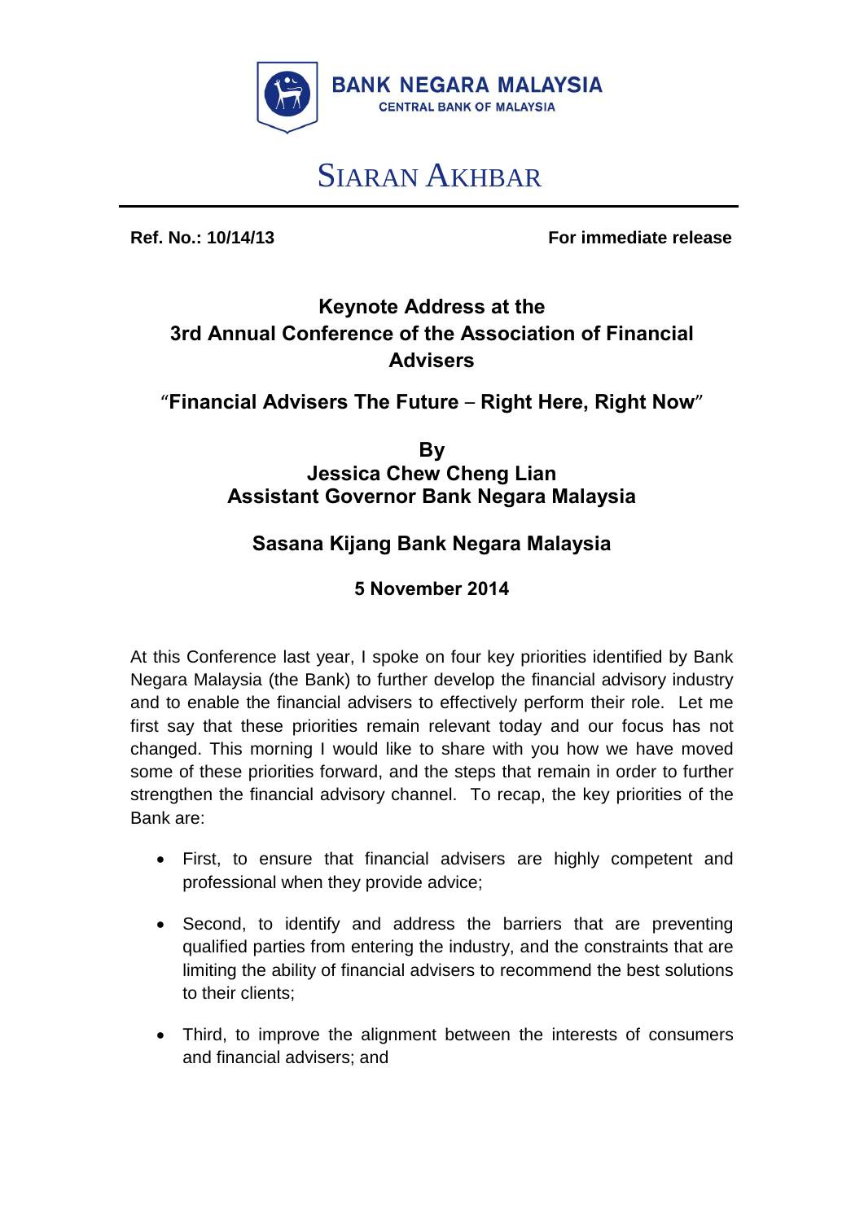BANK NEGARA MALAYSIA
CENTRAL BANK OF MALAYSIA

# SIARAN AKHBAR

**Ref. No.: 10/14/13** **For immediate release**

## Keynote Address at the 3rd Annual Conference of the Association of Financial Advisers

## "Financial Advisers The Future – Right Here, Right Now"

**By**
**Jessica Chew Cheng Lian**
**Assistant Governor Bank Negara Malaysia**

**Sasana Kijang Bank Negara Malaysia**

**5 November 2014**

At this Conference last year, I spoke on four key priorities identified by Bank Negara Malaysia (the Bank) to further develop the financial advisory industry and to enable the financial advisers to effectively perform their role. Let me first say that these priorities remain relevant today and our focus has not changed. This morning I would like to share with you how we have moved some of these priorities forward, and the steps that remain in order to further strengthen the financial advisory channel. To recap, the key priorities of the Bank are:

- First, to ensure that financial advisers are highly competent and professional when they provide advice;
- Second, to identify and address the barriers that are preventing qualified parties from entering the industry, and the constraints that are limiting the ability of financial advisers to recommend the best solutions to their clients;
- Third, to improve the alignment between the interests of consumers and financial advisers; and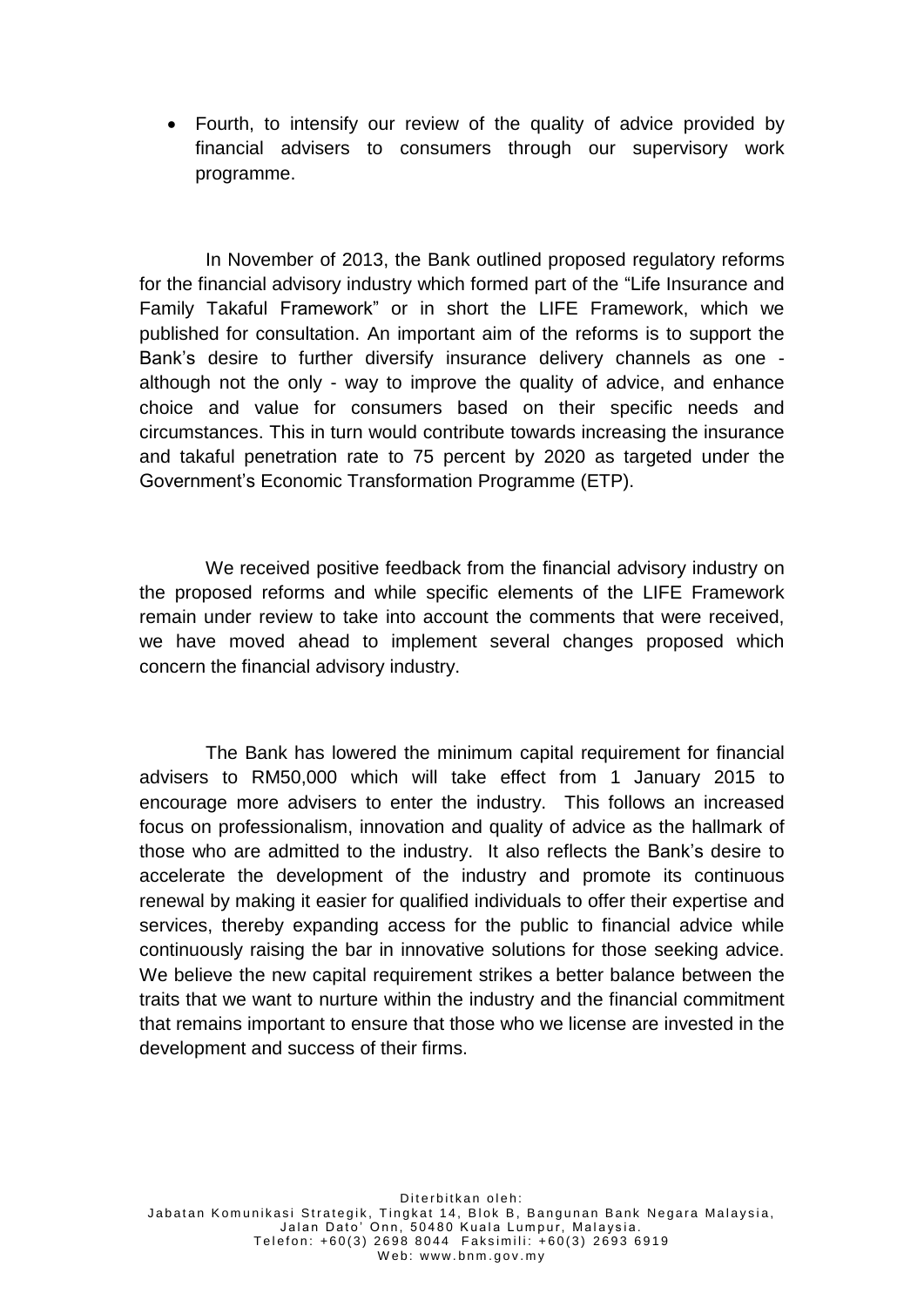- Fourth, to intensify our review of the quality of advice provided by financial advisers to consumers through our supervisory work programme.

In November of 2013, the Bank outlined proposed regulatory reforms for the financial advisory industry which formed part of the "Life Insurance and Family Takaful Framework" or in short the LIFE Framework, which we published for consultation. An important aim of the reforms is to support the Bank's desire to further diversify insurance delivery channels as one - although not the only - way to improve the quality of advice, and enhance choice and value for consumers based on their specific needs and circumstances. This in turn would contribute towards increasing the insurance and takaful penetration rate to 75 percent by 2020 as targeted under the Government's Economic Transformation Programme (ETP).

We received positive feedback from the financial advisory industry on the proposed reforms and while specific elements of the LIFE Framework remain under review to take into account the comments that were received, we have moved ahead to implement several changes proposed which concern the financial advisory industry.

The Bank has lowered the minimum capital requirement for financial advisers to RM50,000 which will take effect from 1 January 2015 to encourage more advisers to enter the industry. This follows an increased focus on professionalism, innovation and quality of advice as the hallmark of those who are admitted to the industry. It also reflects the Bank's desire to accelerate the development of the industry and promote its continuous renewal by making it easier for qualified individuals to offer their expertise and services, thereby expanding access for the public to financial advice while continuously raising the bar in innovative solutions for those seeking advice. We believe the new capital requirement strikes a better balance between the traits that we want to nurture within the industry and the financial commitment that remains important to ensure that those who we license are invested in the development and success of their firms.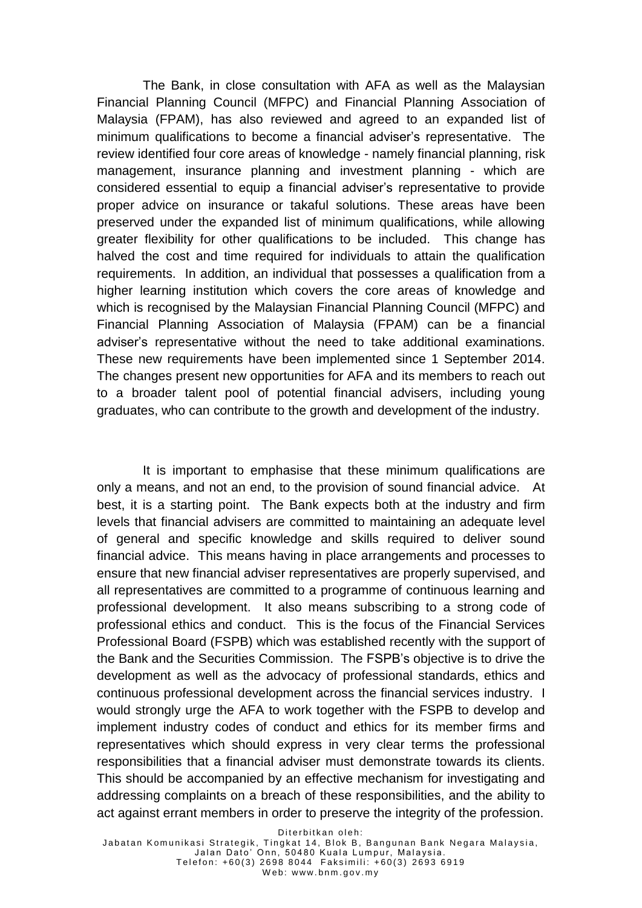The Bank, in close consultation with AFA as well as the Malaysian Financial Planning Council (MFPC) and Financial Planning Association of Malaysia (FPAM), has also reviewed and agreed to an expanded list of minimum qualifications to become a financial adviser's representative. The review identified four core areas of knowledge - namely financial planning, risk management, insurance planning and investment planning - which are considered essential to equip a financial adviser's representative to provide proper advice on insurance or takaful solutions. These areas have been preserved under the expanded list of minimum qualifications, while allowing greater flexibility for other qualifications to be included. This change has halved the cost and time required for individuals to attain the qualification requirements. In addition, an individual that possesses a qualification from a higher learning institution which covers the core areas of knowledge and which is recognised by the Malaysian Financial Planning Council (MFPC) and Financial Planning Association of Malaysia (FPAM) can be a financial adviser's representative without the need to take additional examinations. These new requirements have been implemented since 1 September 2014. The changes present new opportunities for AFA and its members to reach out to a broader talent pool of potential financial advisers, including young graduates, who can contribute to the growth and development of the industry.

It is important to emphasise that these minimum qualifications are only a means, and not an end, to the provision of sound financial advice. At best, it is a starting point. The Bank expects both at the industry and firm levels that financial advisers are committed to maintaining an adequate level of general and specific knowledge and skills required to deliver sound financial advice. This means having in place arrangements and processes to ensure that new financial adviser representatives are properly supervised, and all representatives are committed to a programme of continuous learning and professional development. It also means subscribing to a strong code of professional ethics and conduct. This is the focus of the Financial Services Professional Board (FSPB) which was established recently with the support of the Bank and the Securities Commission. The FSPB's objective is to drive the development as well as the advocacy of professional standards, ethics and continuous professional development across the financial services industry. I would strongly urge the AFA to work together with the FSPB to develop and implement industry codes of conduct and ethics for its member firms and representatives which should express in very clear terms the professional responsibilities that a financial adviser must demonstrate towards its clients. This should be accompanied by an effective mechanism for investigating and addressing complaints on a breach of these responsibilities, and the ability to act against errant members in order to preserve the integrity of the profession.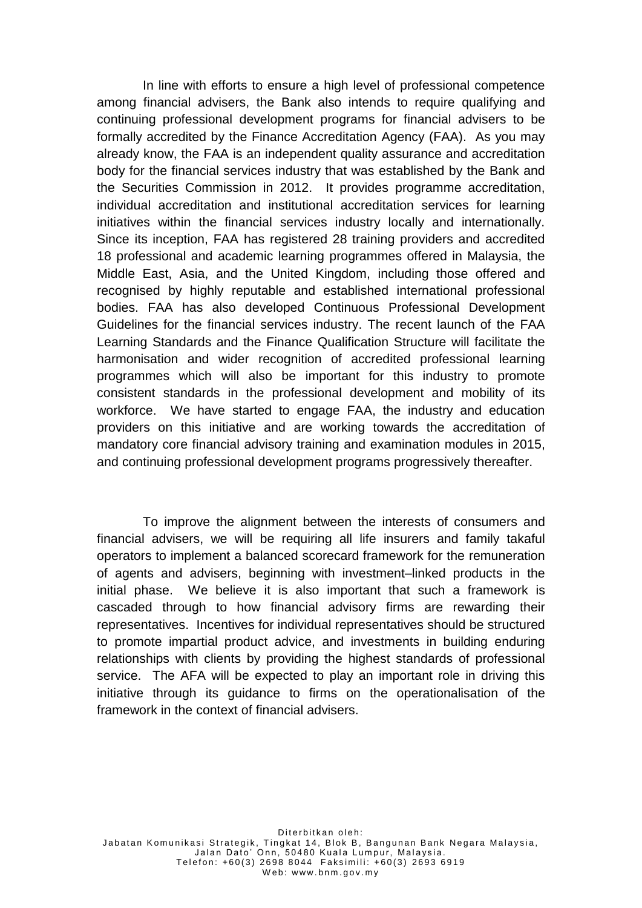In line with efforts to ensure a high level of professional competence among financial advisers, the Bank also intends to require qualifying and continuing professional development programs for financial advisers to be formally accredited by the Finance Accreditation Agency (FAA). As you may already know, the FAA is an independent quality assurance and accreditation body for the financial services industry that was established by the Bank and the Securities Commission in 2012. It provides programme accreditation, individual accreditation and institutional accreditation services for learning initiatives within the financial services industry locally and internationally. Since its inception, FAA has registered 28 training providers and accredited 18 professional and academic learning programmes offered in Malaysia, the Middle East, Asia, and the United Kingdom, including those offered and recognised by highly reputable and established international professional bodies. FAA has also developed Continuous Professional Development Guidelines for the financial services industry. The recent launch of the FAA Learning Standards and the Finance Qualification Structure will facilitate the harmonisation and wider recognition of accredited professional learning programmes which will also be important for this industry to promote consistent standards in the professional development and mobility of its workforce. We have started to engage FAA, the industry and education providers on this initiative and are working towards the accreditation of mandatory core financial advisory training and examination modules in 2015, and continuing professional development programs progressively thereafter.

To improve the alignment between the interests of consumers and financial advisers, we will be requiring all life insurers and family takaful operators to implement a balanced scorecard framework for the remuneration of agents and advisers, beginning with investment–linked products in the initial phase. We believe it is also important that such a framework is cascaded through to how financial advisory firms are rewarding their representatives. Incentives for individual representatives should be structured to promote impartial product advice, and investments in building enduring relationships with clients by providing the highest standards of professional service. The AFA will be expected to play an important role in driving this initiative through its guidance to firms on the operationalisation of the framework in the context of financial advisers.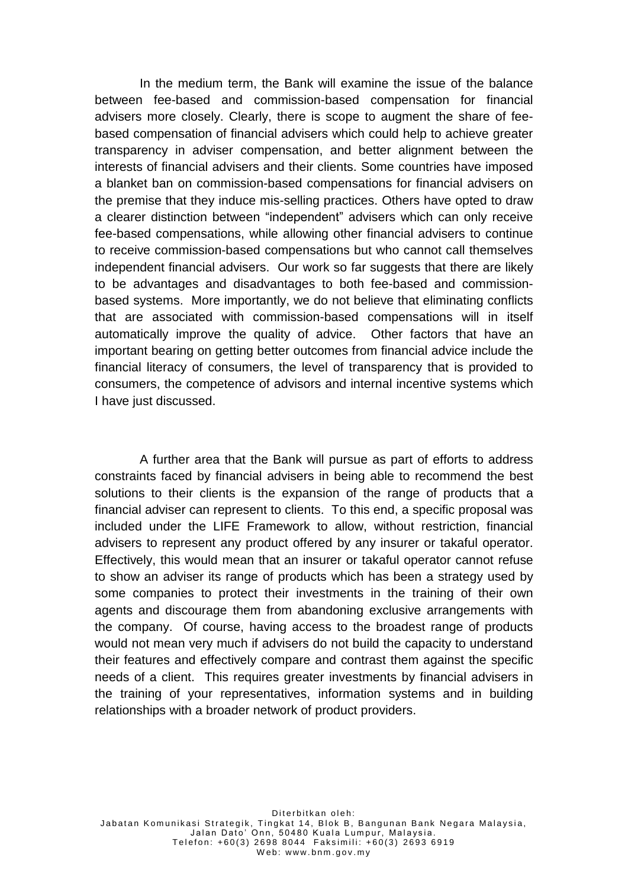In the medium term, the Bank will examine the issue of the balance between fee-based and commission-based compensation for financial advisers more closely. Clearly, there is scope to augment the share of fee-based compensation of financial advisers which could help to achieve greater transparency in adviser compensation, and better alignment between the interests of financial advisers and their clients. Some countries have imposed a blanket ban on commission-based compensations for financial advisers on the premise that they induce mis-selling practices. Others have opted to draw a clearer distinction between "independent" advisers which can only receive fee-based compensations, while allowing other financial advisers to continue to receive commission-based compensations but who cannot call themselves independent financial advisers. Our work so far suggests that there are likely to be advantages and disadvantages to both fee-based and commission-based systems. More importantly, we do not believe that eliminating conflicts that are associated with commission-based compensations will in itself automatically improve the quality of advice. Other factors that have an important bearing on getting better outcomes from financial advice include the financial literacy of consumers, the level of transparency that is provided to consumers, the competence of advisors and internal incentive systems which I have just discussed.

A further area that the Bank will pursue as part of efforts to address constraints faced by financial advisers in being able to recommend the best solutions to their clients is the expansion of the range of products that a financial adviser can represent to clients. To this end, a specific proposal was included under the LIFE Framework to allow, without restriction, financial advisers to represent any product offered by any insurer or takaful operator. Effectively, this would mean that an insurer or takaful operator cannot refuse to show an adviser its range of products which has been a strategy used by some companies to protect their investments in the training of their own agents and discourage them from abandoning exclusive arrangements with the company. Of course, having access to the broadest range of products would not mean very much if advisers do not build the capacity to understand their features and effectively compare and contrast them against the specific needs of a client. This requires greater investments by financial advisers in the training of your representatives, information systems and in building relationships with a broader network of product providers.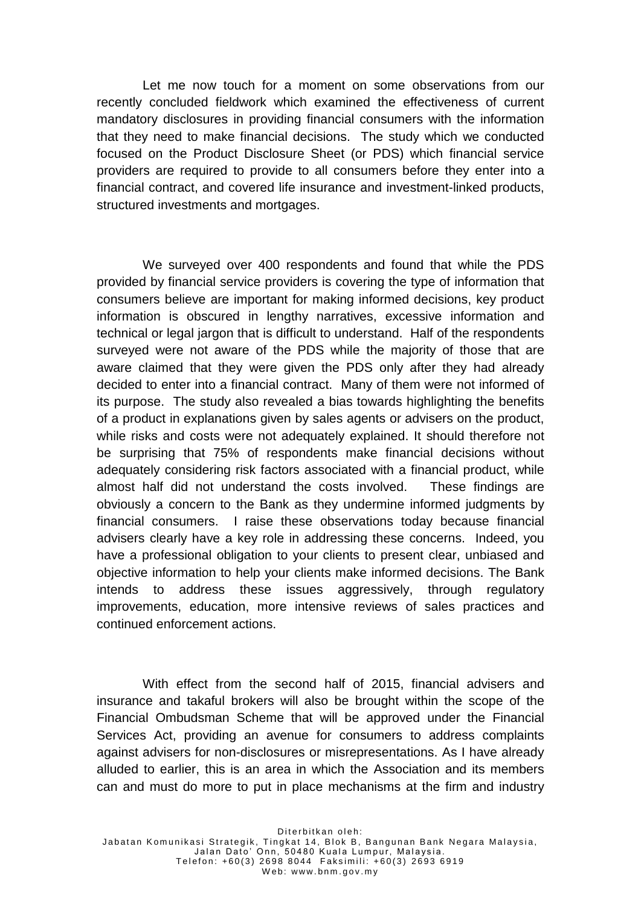Let me now touch for a moment on some observations from our recently concluded fieldwork which examined the effectiveness of current mandatory disclosures in providing financial consumers with the information that they need to make financial decisions. The study which we conducted focused on the Product Disclosure Sheet (or PDS) which financial service providers are required to provide to all consumers before they enter into a financial contract, and covered life insurance and investment-linked products, structured investments and mortgages.

We surveyed over 400 respondents and found that while the PDS provided by financial service providers is covering the type of information that consumers believe are important for making informed decisions, key product information is obscured in lengthy narratives, excessive information and technical or legal jargon that is difficult to understand. Half of the respondents surveyed were not aware of the PDS while the majority of those that are aware claimed that they were given the PDS only after they had already decided to enter into a financial contract. Many of them were not informed of its purpose. The study also revealed a bias towards highlighting the benefits of a product in explanations given by sales agents or advisers on the product, while risks and costs were not adequately explained. It should therefore not be surprising that 75% of respondents make financial decisions without adequately considering risk factors associated with a financial product, while almost half did not understand the costs involved. These findings are obviously a concern to the Bank as they undermine informed judgments by financial consumers. I raise these observations today because financial advisers clearly have a key role in addressing these concerns. Indeed, you have a professional obligation to your clients to present clear, unbiased and objective information to help your clients make informed decisions. The Bank intends to address these issues aggressively, through regulatory improvements, education, more intensive reviews of sales practices and continued enforcement actions.

With effect from the second half of 2015, financial advisers and insurance and takaful brokers will also be brought within the scope of the Financial Ombudsman Scheme that will be approved under the Financial Services Act, providing an avenue for consumers to address complaints against advisers for non-disclosures or misrepresentations. As I have already alluded to earlier, this is an area in which the Association and its members can and must do more to put in place mechanisms at the firm and industry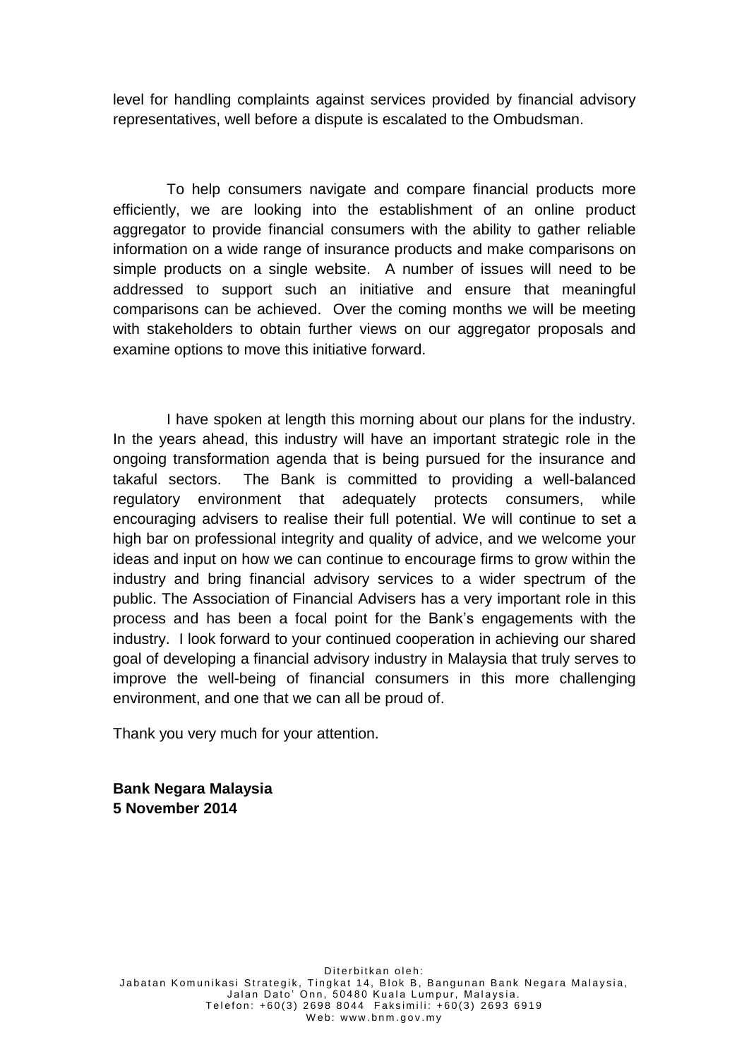level for handling complaints against services provided by financial advisory representatives, well before a dispute is escalated to the Ombudsman.

To help consumers navigate and compare financial products more efficiently, we are looking into the establishment of an online product aggregator to provide financial consumers with the ability to gather reliable information on a wide range of insurance products and make comparisons on simple products on a single website. A number of issues will need to be addressed to support such an initiative and ensure that meaningful comparisons can be achieved. Over the coming months we will be meeting with stakeholders to obtain further views on our aggregator proposals and examine options to move this initiative forward.

I have spoken at length this morning about our plans for the industry. In the years ahead, this industry will have an important strategic role in the ongoing transformation agenda that is being pursued for the insurance and takaful sectors. The Bank is committed to providing a well-balanced regulatory environment that adequately protects consumers, while encouraging advisers to realise their full potential. We will continue to set a high bar on professional integrity and quality of advice, and we welcome your ideas and input on how we can continue to encourage firms to grow within the industry and bring financial advisory services to a wider spectrum of the public. The Association of Financial Advisers has a very important role in this process and has been a focal point for the Bank's engagements with the industry. I look forward to your continued cooperation in achieving our shared goal of developing a financial advisory industry in Malaysia that truly serves to improve the well-being of financial consumers in this more challenging environment, and one that we can all be proud of.

Thank you very much for your attention.

**Bank Negara Malaysia**
**5 November 2014**

Diterbitkan oleh:
Jabatan Komunikasi Strategik, Tingkat 14, Blok B, Bangunan Bank Negara Malaysia, Jalan Dato' Onn, 50480 Kuala Lumpur, Malaysia.
Telefon: +60(3) 2698 8044 Faksimili: +60(3) 2693 6919
Web: www.bnm.gov.my